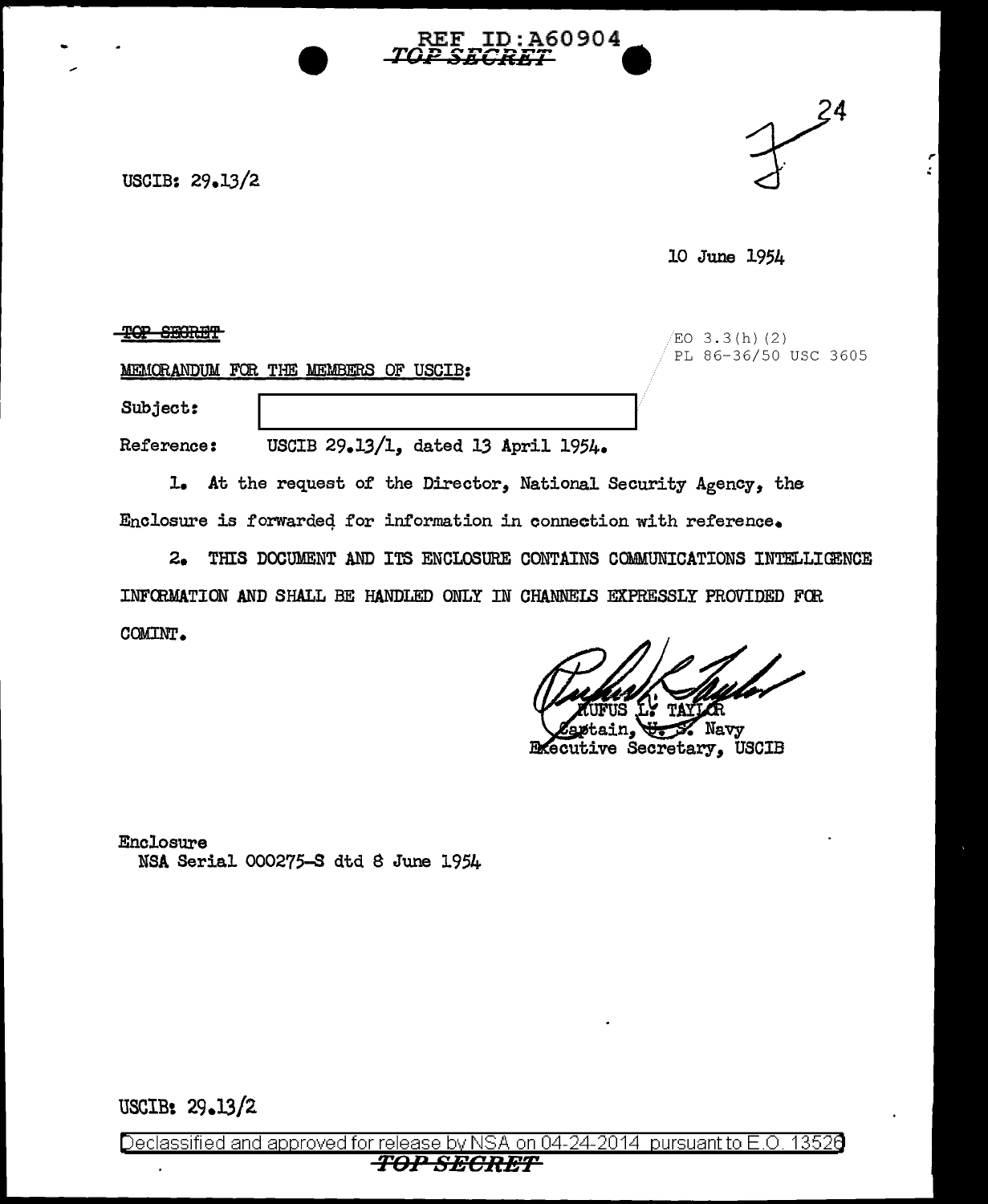REF ID:A60904

~~TOP SECRET~~

USCIB: 29.13/2

10 June 1954

~~TOP SECRET~~

EO 3.3(h)(2)
PL 86-36/50 USC 3605

MEMORANDUM FOR THE MEMBERS OF USCIB:

Subject: [redacted]

Reference: USCIB 29.13/1, dated 13 April 1954.

1. At the request of the Director, National Security Agency, the Enclosure is forwarded for information in connection with reference.

2. THIS DOCUMENT AND ITS ENCLOSURE CONTAINS COMMUNICATIONS INTELLIGENCE INFORMATION AND SHALL BE HANDLED ONLY IN CHANNELS EXPRESSLY PROVIDED FOR COMINT.

RUFUS L. TAYLOR
Captain, U. S. Navy
Executive Secretary, USCIB

Enclosure
NSA Serial 000275-S dtd 8 June 1954

USCIB: 29.13/2

Declassified and approved for release by NSA on 04-24-2014 pursuant to E.O. 13526

~~TOP SECRET~~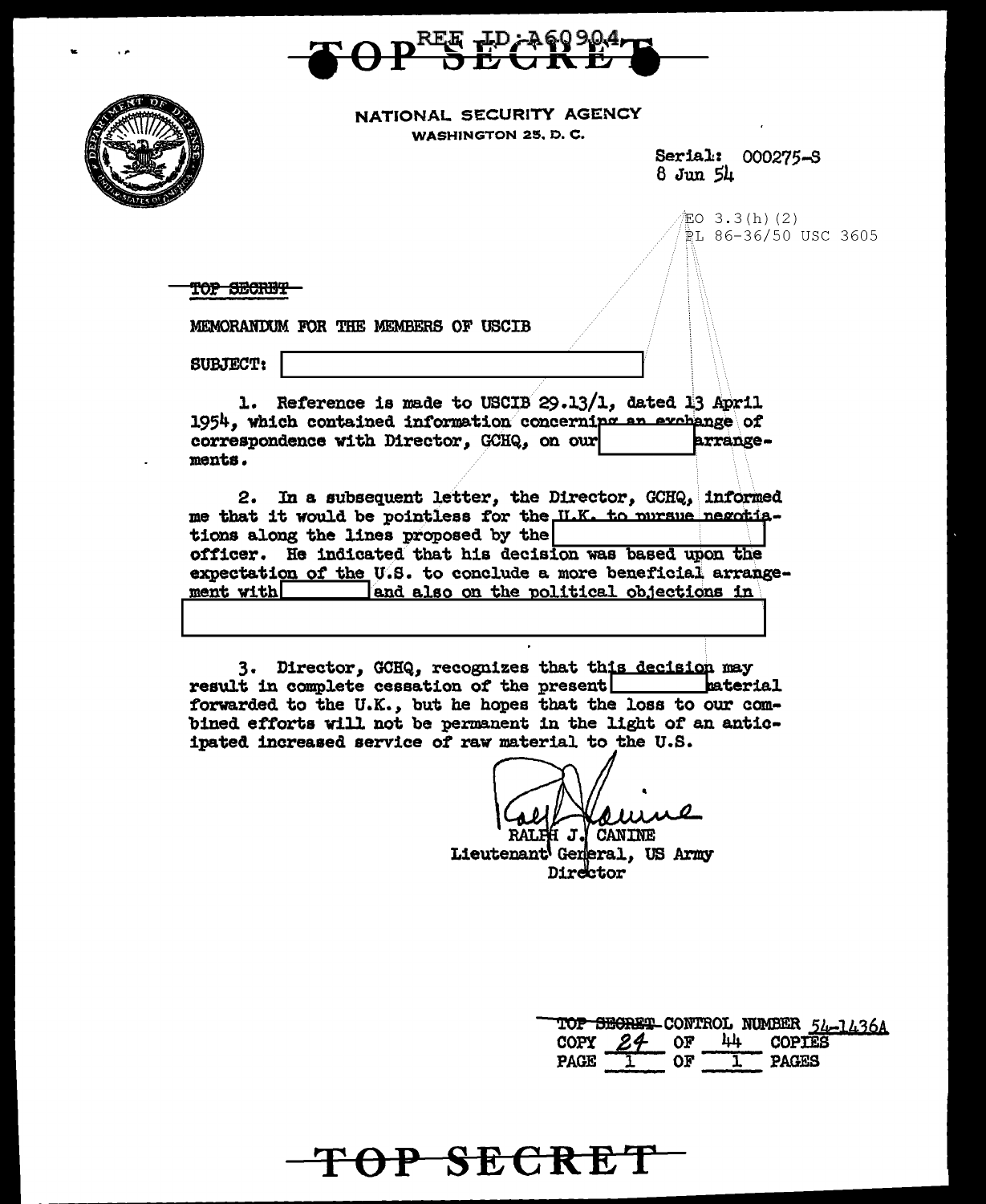TOP SECRET

NATIONAL SECURITY AGENCY
WASHINGTON 25, D. C.

Serial: 000275-S
8 Jun 54

EO 3.3(h)(2)
PL 86-36/50 USC 3605

~~TOP SECRET~~

MEMORANDUM FOR THE MEMBERS OF USCIB

SUBJECT: [redacted]

1. Reference is made to USCIB 29.13/1, dated 13 April 1954, which contained information concerning an exchange of correspondence with Director, GCHQ, on our [redacted] arrangements.

2. In a subsequent letter, the Director, GCHQ, informed me that it would be pointless for the U.K. to pursue negotiations along the lines proposed by the [redacted] officer. He indicated that his decision was based upon the expectation of the U.S. to conclude a more beneficial arrangement with [redacted] and also on the political objections in [redacted]

3. Director, GCHQ, recognizes that this decision may result in complete cessation of the present [redacted] material forwarded to the U.K., but he hopes that the loss to our combined efforts will not be permanent in the light of an anticipated increased service of raw material to the U.S.

RALPH J. CANINE
Lieutenant General, US Army
Director

~~TOP SECRET~~ CONTROL NUMBER 54-1436A
COPY 24 OF 44 COPIES
PAGE 1 OF 1 PAGES

TOP SECRET